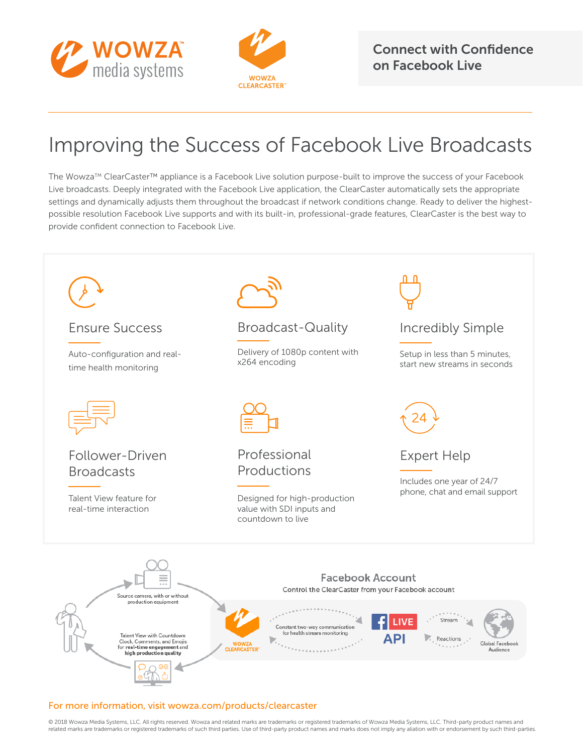Connect with Confidence on Facebook Live

# Improving the Success of Facebook Live Broadcasts

The Wowza™ ClearCaster™ appliance is a Facebook Live solution purpose-built to improve the success of your Facebook Live broadcasts. Deeply integrated with the Facebook Live application, the ClearCaster automatically sets the appropriate settings and dynamically adjusts them throughout the broadcast if network conditions change. Ready to deliver the highest-possible resolution Facebook Live supports and with its built-in, professional-grade features, ClearCaster is the best way to provide confident connection to Facebook Live.

### Ensure Success

Auto-configuration and real-time health monitoring

### Broadcast-Quality

Delivery of 1080p content with x264 encoding

### Incredibly Simple

Setup in less than 5 minutes, start new streams in seconds

### Follower-Driven Broadcasts

Talent View feature for real-time interaction

### Professional Productions

Designed for high-production value with SDI inputs and countdown to live

### Expert Help

Includes one year of 24/7 phone, chat and email support

Source camera, with or without production equipment

Talent View with Countdown Clock, Comments, and Emojis for **real-time engagement** and **high production quality**

**Facebook Account**
Control the ClearCaster from your Facebook account

Constant two-way communication for health stream monitoring

LIVE API

Stream

Reactions

Global Facebook Audience

For more information, visit wowza.com/products/clearcaster

© 2018 Wowza Media Systems, LLC. All rights reserved. Wowza and related marks are trademarks or registered trademarks of Wowza Media Systems, LLC. Third-party product names and related marks are trademarks or registered trademarks of such third parties. Use of third-party product names and marks does not imply any aliation with or endorsement by such third-parties.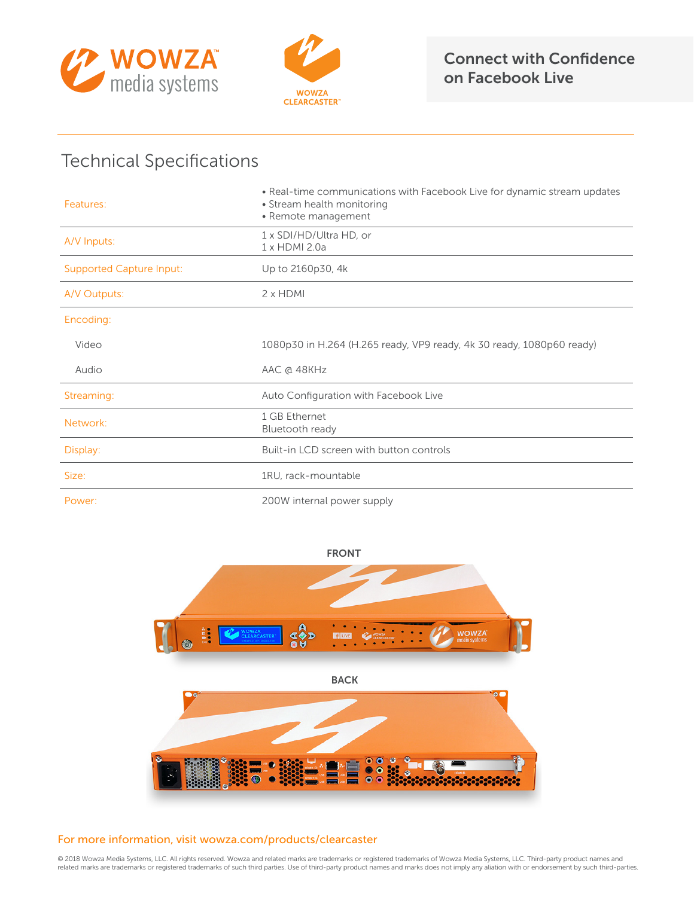**Connect with Confidence on Facebook Live**

## Technical Specifications

| | |
|---|---|
| Features: | • Real-time communications with Facebook Live for dynamic stream updates<br>• Stream health monitoring<br>• Remote management |
| A/V Inputs: | 1 x SDI/HD/Ultra HD, or<br>1 x HDMI 2.0a |
| Supported Capture Input: | Up to 2160p30, 4k |
| A/V Outputs: | 2 x HDMI |
| Encoding: | |
| Video | 1080p30 in H.264 (H.265 ready, VP9 ready, 4k 30 ready, 1080p60 ready) |
| Audio | AAC @ 48KHz |
| Streaming: | Auto Configuration with Facebook Live |
| Network: | 1 GB Ethernet<br>Bluetooth ready |
| Display: | Built-in LCD screen with button controls |
| Size: | 1RU, rack-mountable |
| Power: | 200W internal power supply |

FRONT

BACK

For more information, visit wowza.com/products/clearcaster

© 2018 Wowza Media Systems, LLC. All rights reserved. Wowza and related marks are trademarks or registered trademarks of Wowza Media Systems, LLC. Third-party product names and related marks are trademarks or registered trademarks of such third parties. Use of third-party product names and marks does not imply any aliation with or endorsement by such third-parties.